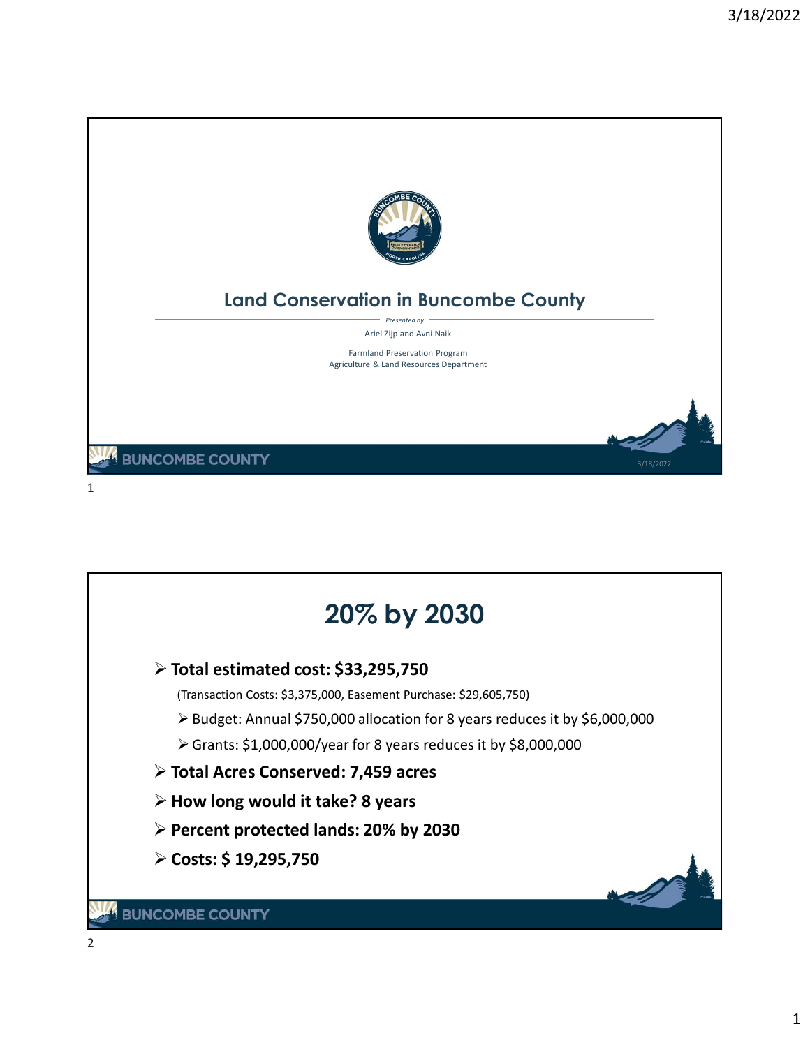# Land Conservation in Buncombe County

*Presented by*

Ariel Zijp and Avni Naik

Farmland Preservation Program
Agriculture & Land Resources Department

---

## 20% by 2030

- **Total estimated cost: $33,295,750**

  (Transaction Costs: $3,375,000, Easement Purchase: $29,605,750)

  - Budget: Annual $750,000 allocation for 8 years reduces it by $6,000,000
  - Grants: $1,000,000/year for 8 years reduces it by $8,000,000
- **Total Acres Conserved: 7,459 acres**
- **How long would it take? 8 years**
- **Percent protected lands: 20% by 2030**
- **Costs: $ 19,295,750**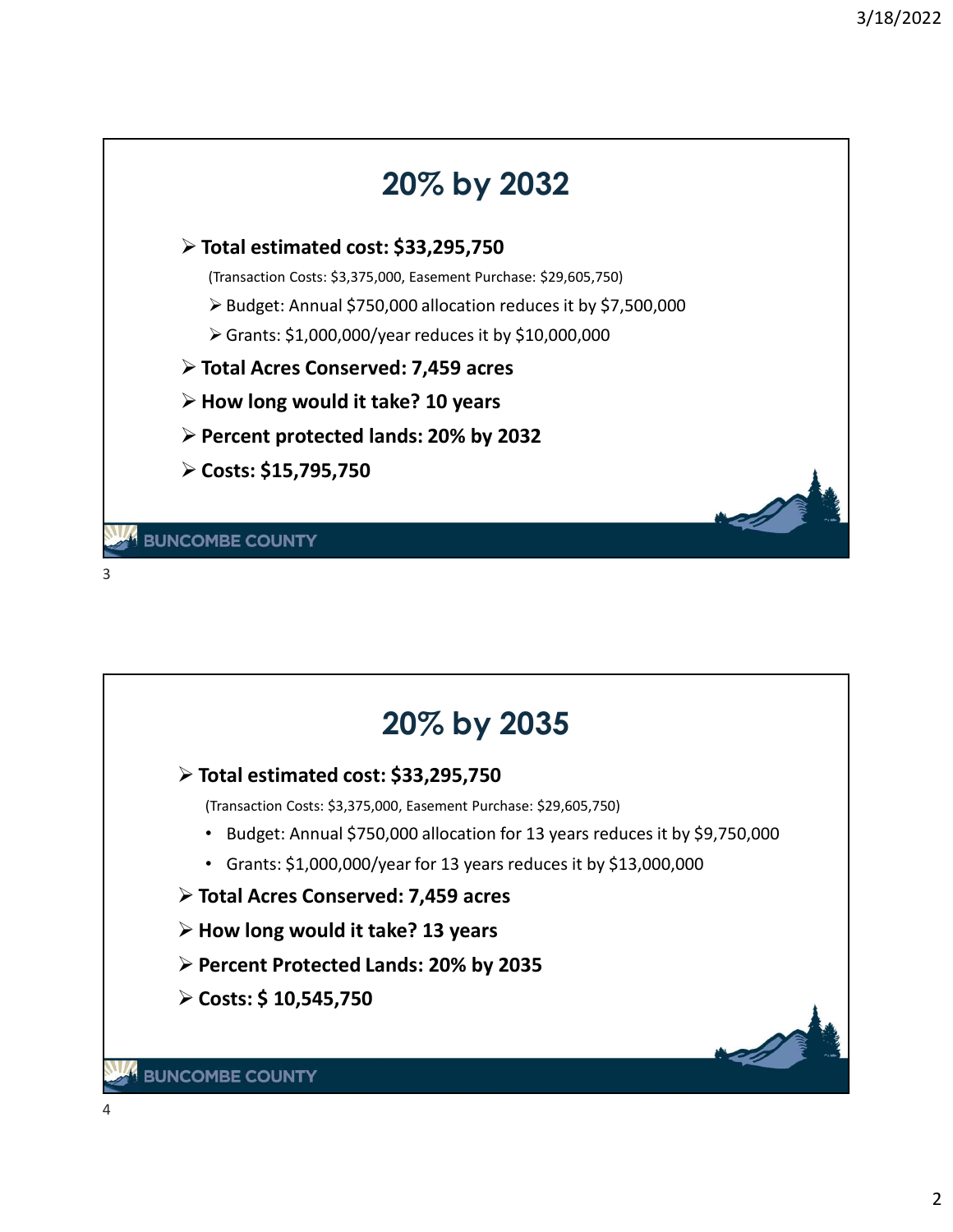# 20% by 2032

- **Total estimated cost: $33,295,750**

  (Transaction Costs: $3,375,000, Easement Purchase: $29,605,750)

  - Budget: Annual $750,000 allocation reduces it by $7,500,000
  - Grants: $1,000,000/year reduces it by $10,000,000
- **Total Acres Conserved: 7,459 acres**
- **How long would it take? 10 years**
- **Percent protected lands: 20% by 2032**
- **Costs: $15,795,750**

BUNCOMBE COUNTY

# 20% by 2035

- **Total estimated cost: $33,295,750**

  (Transaction Costs: $3,375,000, Easement Purchase: $29,605,750)

  - Budget: Annual $750,000 allocation for 13 years reduces it by $9,750,000
  - Grants: $1,000,000/year for 13 years reduces it by $13,000,000
- **Total Acres Conserved: 7,459 acres**
- **How long would it take? 13 years**
- **Percent Protected Lands: 20% by 2035**
- **Costs: $ 10,545,750**

BUNCOMBE COUNTY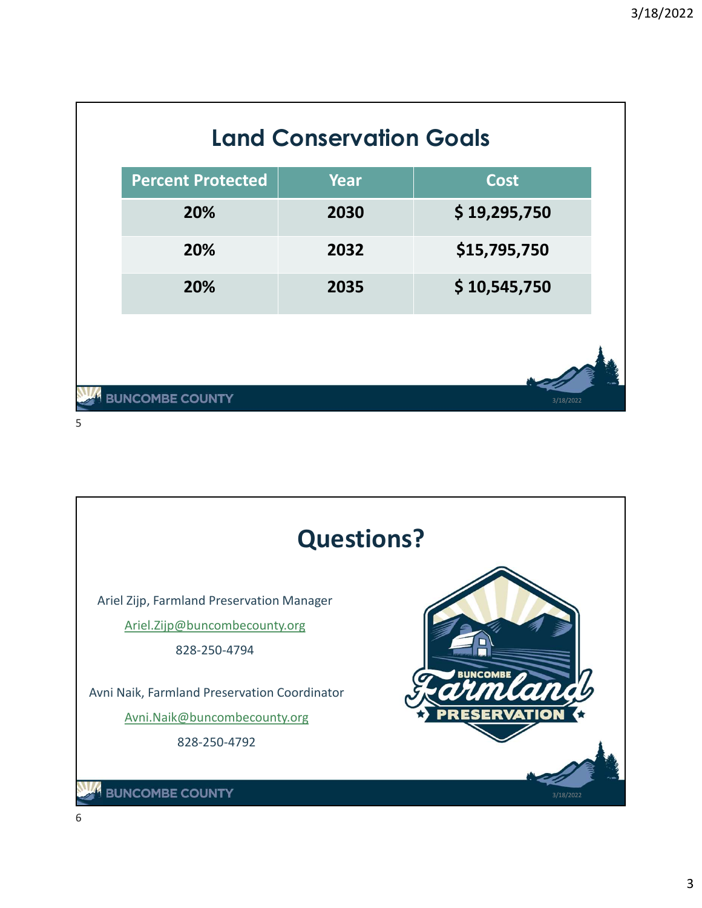# Land Conservation Goals

| Percent Protected | Year | Cost |
|---|---|---|
| 20% | 2030 | $ 19,295,750 |
| 20% | 2032 | $15,795,750 |
| 20% | 2035 | $ 10,545,750 |

# Questions?

Ariel Zijp, Farmland Preservation Manager

Ariel.Zijp@buncombecounty.org

828-250-4794

Avni Naik, Farmland Preservation Coordinator

Avni.Naik@buncombecounty.org

828-250-4792